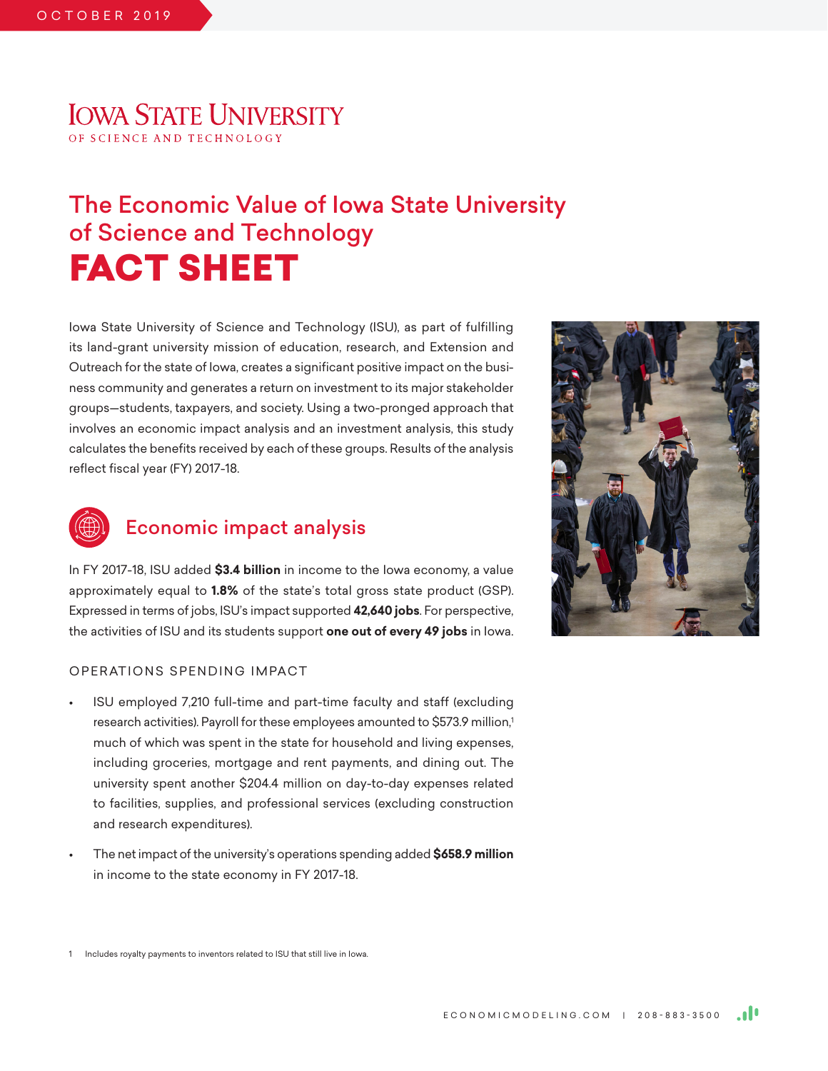OCTOBER 2019

IOWA STATE UNIVERSITY
OF SCIENCE AND TECHNOLOGY

# The Economic Value of Iowa State University of Science and Technology

# FACT SHEET

Iowa State University of Science and Technology (ISU), as part of fulfilling its land-grant university mission of education, research, and Extension and Outreach for the state of Iowa, creates a significant positive impact on the business community and generates a return on investment to its major stakeholder groups—students, taxpayers, and society. Using a two-pronged approach that involves an economic impact analysis and an investment analysis, this study calculates the benefits received by each of these groups. Results of the analysis reflect fiscal year (FY) 2017-18.

## Economic impact analysis

In FY 2017-18, ISU added **$3.4 billion** in income to the Iowa economy, a value approximately equal to **1.8%** of the state's total gross state product (GSP). Expressed in terms of jobs, ISU's impact supported **42,640 jobs**. For perspective, the activities of ISU and its students support **one out of every 49 jobs** in Iowa.

### OPERATIONS SPENDING IMPACT

- ISU employed 7,210 full-time and part-time faculty and staff (excluding research activities). Payroll for these employees amounted to $573.9 million,[1] much of which was spent in the state for household and living expenses, including groceries, mortgage and rent payments, and dining out. The university spent another $204.4 million on day-to-day expenses related to facilities, supplies, and professional services (excluding construction and research expenditures).
- The net impact of the university's operations spending added **$658.9 million** in income to the state economy in FY 2017-18.

1 Includes royalty payments to inventors related to ISU that still live in Iowa.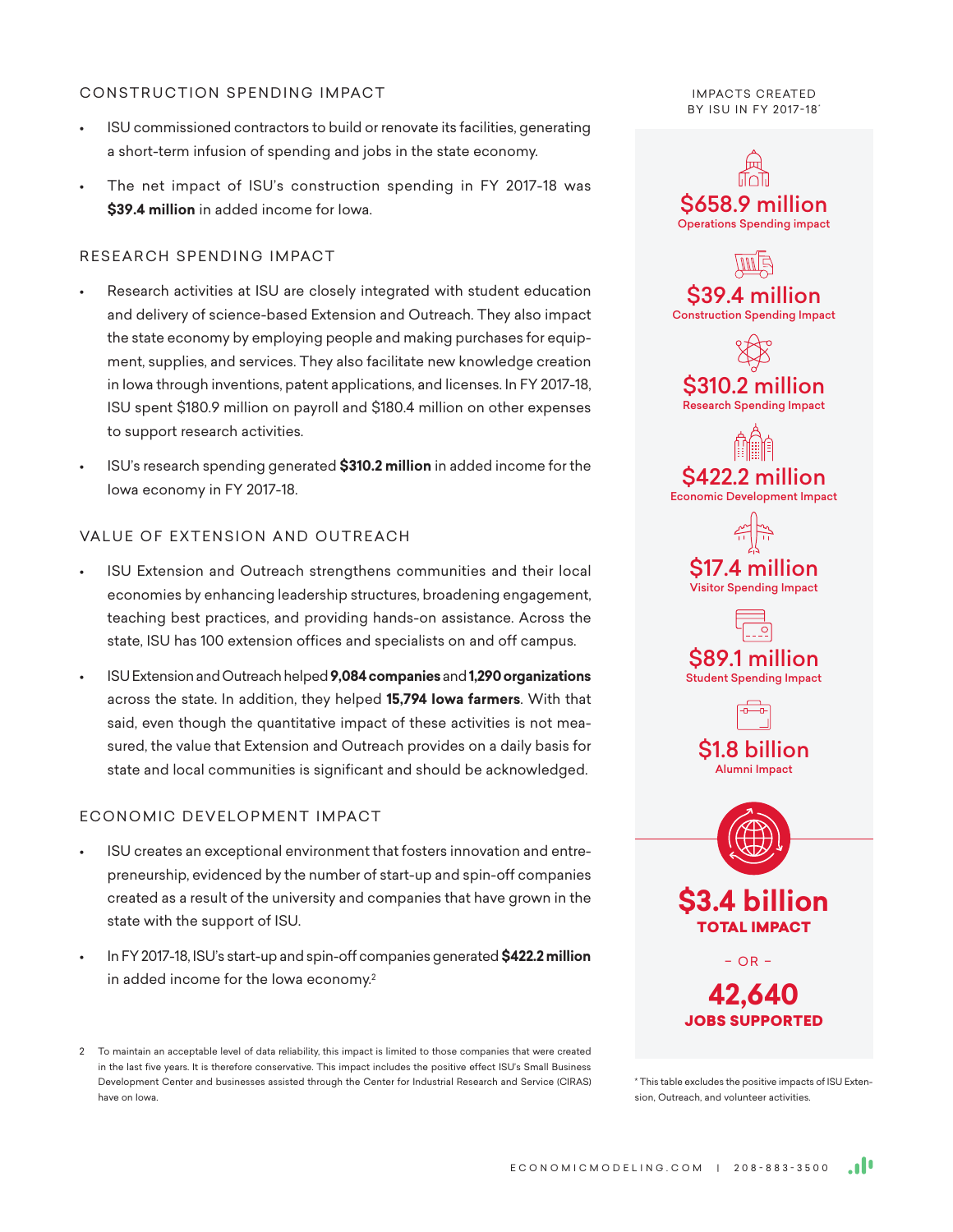## CONSTRUCTION SPENDING IMPACT

- ISU commissioned contractors to build or renovate its facilities, generating a short-term infusion of spending and jobs in the state economy.
- The net impact of ISU's construction spending in FY 2017-18 was **$39.4 million** in added income for Iowa.

## RESEARCH SPENDING IMPACT

- Research activities at ISU are closely integrated with student education and delivery of science-based Extension and Outreach. They also impact the state economy by employing people and making purchases for equipment, supplies, and services. They also facilitate new knowledge creation in Iowa through inventions, patent applications, and licenses. In FY 2017-18, ISU spent $180.9 million on payroll and $180.4 million on other expenses to support research activities.
- ISU's research spending generated **$310.2 million** in added income for the Iowa economy in FY 2017-18.

## VALUE OF EXTENSION AND OUTREACH

- ISU Extension and Outreach strengthens communities and their local economies by enhancing leadership structures, broadening engagement, teaching best practices, and providing hands-on assistance. Across the state, ISU has 100 extension offices and specialists on and off campus.
- ISU Extension and Outreach helped **9,084 companies** and **1,290 organizations** across the state. In addition, they helped **15,794 Iowa farmers**. With that said, even though the quantitative impact of these activities is not measured, the value that Extension and Outreach provides on a daily basis for state and local communities is significant and should be acknowledged.

## ECONOMIC DEVELOPMENT IMPACT

- ISU creates an exceptional environment that fosters innovation and entrepreneurship, evidenced by the number of start-up and spin-off companies created as a result of the university and companies that have grown in the state with the support of ISU.
- In FY 2017-18, ISU's start-up and spin-off companies generated **$422.2 million** in added income for the Iowa economy.[2]

[2] To maintain an acceptable level of data reliability, this impact is limited to those companies that were created in the last five years. It is therefore conservative. This impact includes the positive effect ISU's Small Business Development Center and businesses assisted through the Center for Industrial Research and Service (CIRAS) have on Iowa.

### IMPACTS CREATED BY ISU IN FY 2017-18*

**$658.9 million**
Operations Spending impact

**$39.4 million**
Construction Spending Impact

**$310.2 million**
Research Spending Impact

**$422.2 million**
Economic Development Impact

**$17.4 million**
Visitor Spending Impact

**$89.1 million**
Student Spending Impact

**$1.8 billion**
Alumni Impact

**$3.4 billion**
**TOTAL IMPACT**

– OR –

**42,640**
**JOBS SUPPORTED**

\* This table excludes the positive impacts of ISU Extension, Outreach, and volunteer activities.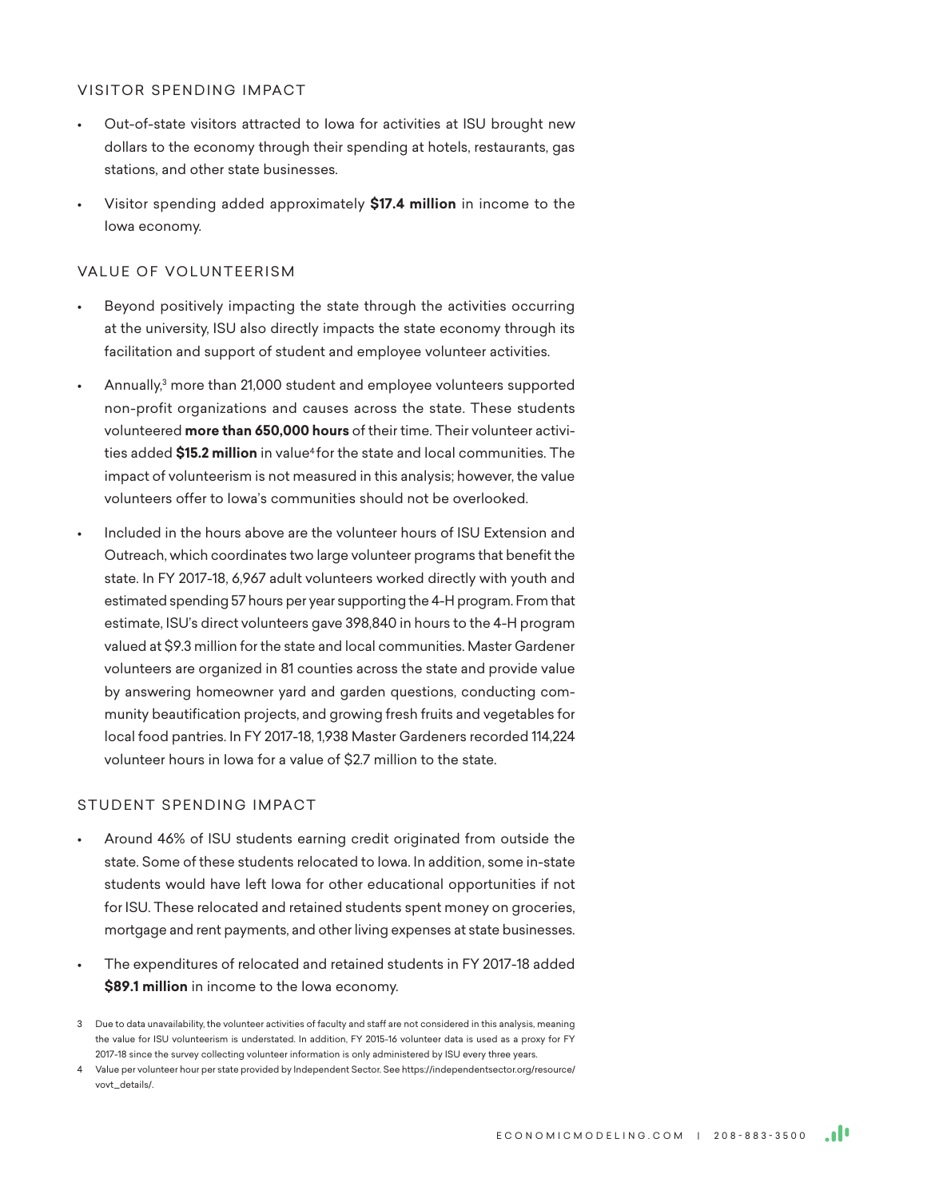## VISITOR SPENDING IMPACT

- Out-of-state visitors attracted to Iowa for activities at ISU brought new dollars to the economy through their spending at hotels, restaurants, gas stations, and other state businesses.
- Visitor spending added approximately **$17.4 million** in income to the Iowa economy.

## VALUE OF VOLUNTEERISM

- Beyond positively impacting the state through the activities occurring at the university, ISU also directly impacts the state economy through its facilitation and support of student and employee volunteer activities.
- Annually,[3] more than 21,000 student and employee volunteers supported non-profit organizations and causes across the state. These students volunteered **more than 650,000 hours** of their time. Their volunteer activities added **$15.2 million** in value[4] for the state and local communities. The impact of volunteerism is not measured in this analysis; however, the value volunteers offer to Iowa's communities should not be overlooked.
- Included in the hours above are the volunteer hours of ISU Extension and Outreach, which coordinates two large volunteer programs that benefit the state. In FY 2017-18, 6,967 adult volunteers worked directly with youth and estimated spending 57 hours per year supporting the 4-H program. From that estimate, ISU's direct volunteers gave 398,840 in hours to the 4-H program valued at $9.3 million for the state and local communities. Master Gardener volunteers are organized in 81 counties across the state and provide value by answering homeowner yard and garden questions, conducting community beautification projects, and growing fresh fruits and vegetables for local food pantries. In FY 2017-18, 1,938 Master Gardeners recorded 114,224 volunteer hours in Iowa for a value of $2.7 million to the state.

## STUDENT SPENDING IMPACT

- Around 46% of ISU students earning credit originated from outside the state. Some of these students relocated to Iowa. In addition, some in-state students would have left Iowa for other educational opportunities if not for ISU. These relocated and retained students spent money on groceries, mortgage and rent payments, and other living expenses at state businesses.
- The expenditures of relocated and retained students in FY 2017-18 added **$89.1 million** in income to the Iowa economy.

3 Due to data unavailability, the volunteer activities of faculty and staff are not considered in this analysis, meaning the value for ISU volunteerism is understated. In addition, FY 2015-16 volunteer data is used as a proxy for FY 2017-18 since the survey collecting volunteer information is only administered by ISU every three years.

4 Value per volunteer hour per state provided by Independent Sector. See https://independentsector.org/resource/vovt_details/.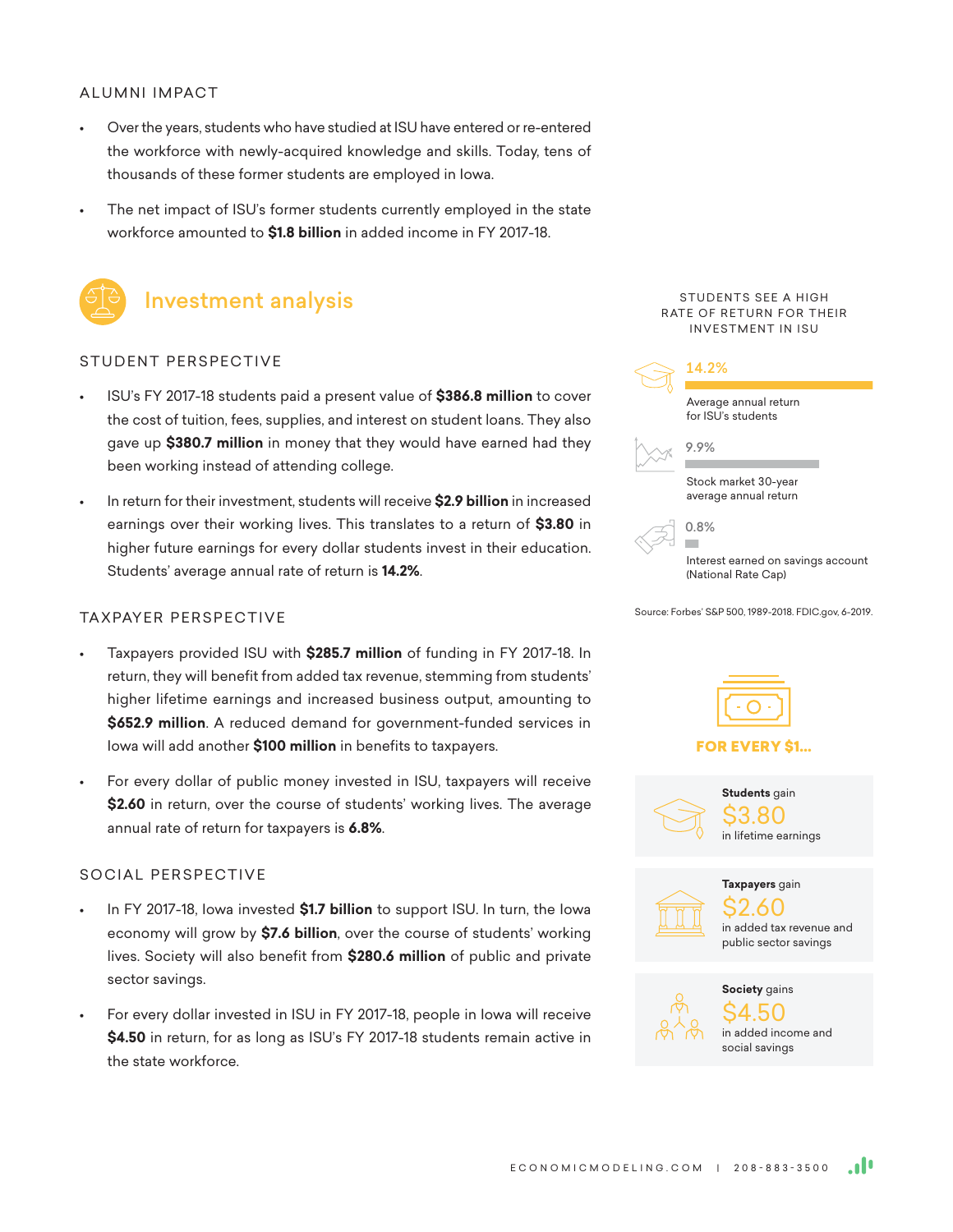### ALUMNI IMPACT

- Over the years, students who have studied at ISU have entered or re-entered the workforce with newly-acquired knowledge and skills. Today, tens of thousands of these former students are employed in Iowa.
- The net impact of ISU's former students currently employed in the state workforce amounted to **$1.8 billion** in added income in FY 2017-18.

## Investment analysis

### STUDENT PERSPECTIVE

- ISU's FY 2017-18 students paid a present value of **$386.8 million** to cover the cost of tuition, fees, supplies, and interest on student loans. They also gave up **$380.7 million** in money that they would have earned had they been working instead of attending college.
- In return for their investment, students will receive **$2.9 billion** in increased earnings over their working lives. This translates to a return of **$3.80** in higher future earnings for every dollar students invest in their education. Students' average annual rate of return is **14.2%**.

### TAXPAYER PERSPECTIVE

- Taxpayers provided ISU with **$285.7 million** of funding in FY 2017-18. In return, they will benefit from added tax revenue, stemming from students' higher lifetime earnings and increased business output, amounting to **$652.9 million**. A reduced demand for government-funded services in Iowa will add another **$100 million** in benefits to taxpayers.
- For every dollar of public money invested in ISU, taxpayers will receive **$2.60** in return, over the course of students' working lives. The average annual rate of return for taxpayers is **6.8%**.

### SOCIAL PERSPECTIVE

- In FY 2017-18, Iowa invested **$1.7 billion** to support ISU. In turn, the Iowa economy will grow by **$7.6 billion**, over the course of students' working lives. Society will also benefit from **$280.6 million** of public and private sector savings.
- For every dollar invested in ISU in FY 2017-18, people in Iowa will receive **$4.50** in return, for as long as ISU's FY 2017-18 students remain active in the state workforce.

STUDENTS SEE A HIGH RATE OF RETURN FOR THEIR INVESTMENT IN ISU

14.2%
Average annual return for ISU's students

9.9%
Stock market 30-year average annual return

0.8%
Interest earned on savings account (National Rate Cap)

Source: Forbes' S&P 500, 1989-2018. FDIC.gov, 6-2019.

**FOR EVERY $1...**

**Students** gain
$3.80
in lifetime earnings

**Taxpayers** gain
$2.60
in added tax revenue and public sector savings

**Society** gains
$4.50
in added income and social savings